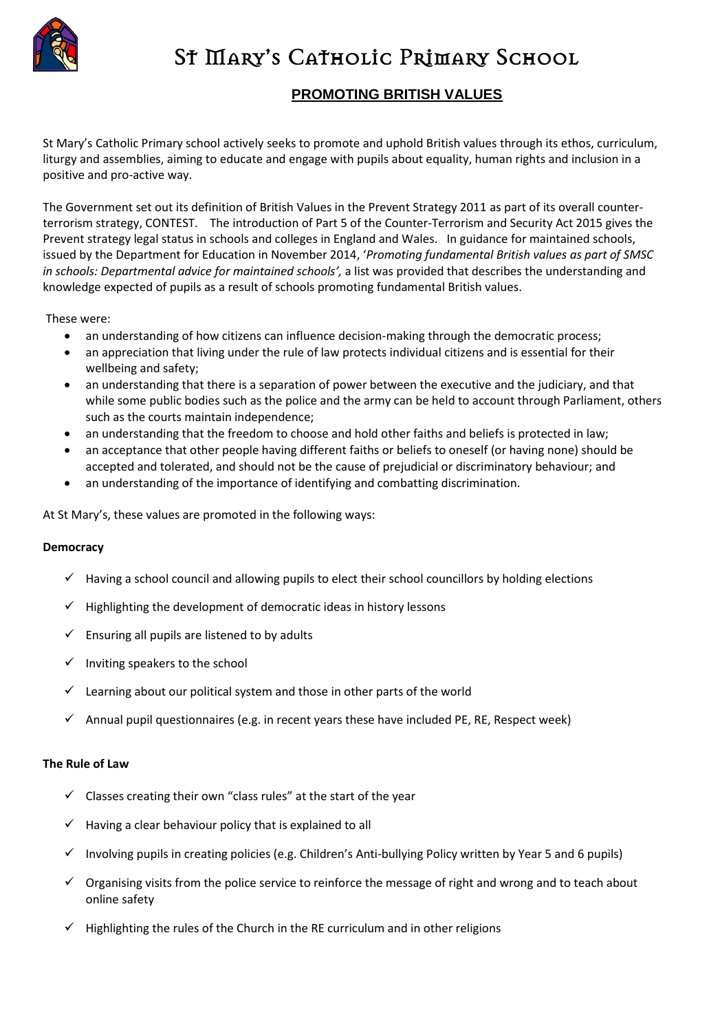# St Mary's Catholic Primary School

## PROMOTING BRITISH VALUES

St Mary's Catholic Primary school actively seeks to promote and uphold British values through its ethos, curriculum, liturgy and assemblies, aiming to educate and engage with pupils about equality, human rights and inclusion in a positive and pro-active way.

The Government set out its definition of British Values in the Prevent Strategy 2011 as part of its overall counter-terrorism strategy, CONTEST. The introduction of Part 5 of the Counter-Terrorism and Security Act 2015 gives the Prevent strategy legal status in schools and colleges in England and Wales. In guidance for maintained schools, issued by the Department for Education in November 2014, '*Promoting fundamental British values as part of SMSC in schools: Departmental advice for maintained schools',* a list was provided that describes the understanding and knowledge expected of pupils as a result of schools promoting fundamental British values.

These were:

- an understanding of how citizens can influence decision-making through the democratic process;
- an appreciation that living under the rule of law protects individual citizens and is essential for their wellbeing and safety;
- an understanding that there is a separation of power between the executive and the judiciary, and that while some public bodies such as the police and the army can be held to account through Parliament, others such as the courts maintain independence;
- an understanding that the freedom to choose and hold other faiths and beliefs is protected in law;
- an acceptance that other people having different faiths or beliefs to oneself (or having none) should be accepted and tolerated, and should not be the cause of prejudicial or discriminatory behaviour; and
- an understanding of the importance of identifying and combatting discrimination.

At St Mary's, these values are promoted in the following ways:

**Democracy**

- ✓ Having a school council and allowing pupils to elect their school councillors by holding elections
- ✓ Highlighting the development of democratic ideas in history lessons
- ✓ Ensuring all pupils are listened to by adults
- ✓ Inviting speakers to the school
- ✓ Learning about our political system and those in other parts of the world
- ✓ Annual pupil questionnaires (e.g. in recent years these have included PE, RE, Respect week)

**The Rule of Law**

- ✓ Classes creating their own "class rules" at the start of the year
- ✓ Having a clear behaviour policy that is explained to all
- ✓ Involving pupils in creating policies (e.g. Children's Anti-bullying Policy written by Year 5 and 6 pupils)
- ✓ Organising visits from the police service to reinforce the message of right and wrong and to teach about online safety
- ✓ Highlighting the rules of the Church in the RE curriculum and in other religions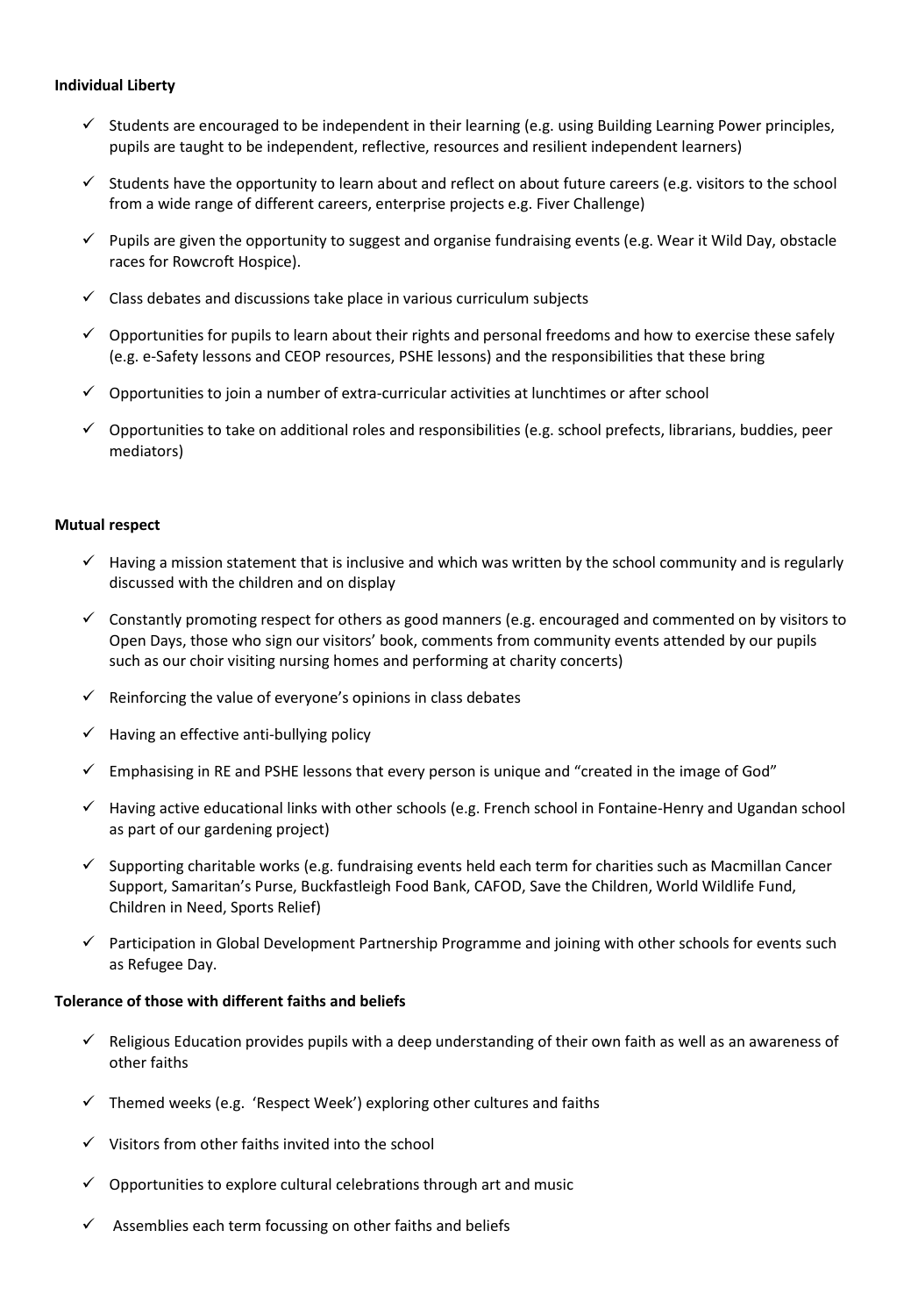**Individual Liberty**

- ✓ Students are encouraged to be independent in their learning (e.g. using Building Learning Power principles, pupils are taught to be independent, reflective, resources and resilient independent learners)
- ✓ Students have the opportunity to learn about and reflect on about future careers (e.g. visitors to the school from a wide range of different careers, enterprise projects e.g. Fiver Challenge)
- ✓ Pupils are given the opportunity to suggest and organise fundraising events (e.g. Wear it Wild Day, obstacle races for Rowcroft Hospice).
- ✓ Class debates and discussions take place in various curriculum subjects
- ✓ Opportunities for pupils to learn about their rights and personal freedoms and how to exercise these safely (e.g. e-Safety lessons and CEOP resources, PSHE lessons) and the responsibilities that these bring
- ✓ Opportunities to join a number of extra-curricular activities at lunchtimes or after school
- ✓ Opportunities to take on additional roles and responsibilities (e.g. school prefects, librarians, buddies, peer mediators)

**Mutual respect**

- ✓ Having a mission statement that is inclusive and which was written by the school community and is regularly discussed with the children and on display
- ✓ Constantly promoting respect for others as good manners (e.g. encouraged and commented on by visitors to Open Days, those who sign our visitors' book, comments from community events attended by our pupils such as our choir visiting nursing homes and performing at charity concerts)
- ✓ Reinforcing the value of everyone's opinions in class debates
- ✓ Having an effective anti-bullying policy
- ✓ Emphasising in RE and PSHE lessons that every person is unique and "created in the image of God"
- ✓ Having active educational links with other schools (e.g. French school in Fontaine-Henry and Ugandan school as part of our gardening project)
- ✓ Supporting charitable works (e.g. fundraising events held each term for charities such as Macmillan Cancer Support, Samaritan's Purse, Buckfastleigh Food Bank, CAFOD, Save the Children, World Wildlife Fund, Children in Need, Sports Relief)
- ✓ Participation in Global Development Partnership Programme and joining with other schools for events such as Refugee Day.

**Tolerance of those with different faiths and beliefs**

- ✓ Religious Education provides pupils with a deep understanding of their own faith as well as an awareness of other faiths
- ✓ Themed weeks (e.g. 'Respect Week') exploring other cultures and faiths
- ✓ Visitors from other faiths invited into the school
- ✓ Opportunities to explore cultural celebrations through art and music
- ✓ Assemblies each term focussing on other faiths and beliefs